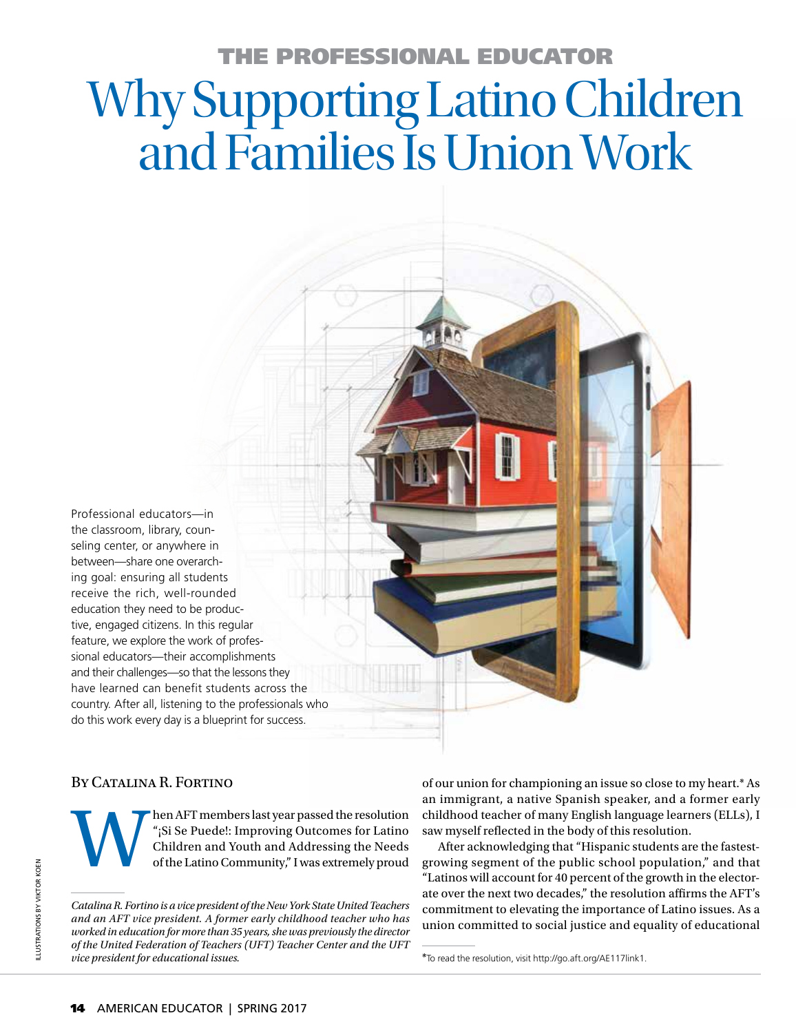## THE PROFESSIONAL EDUCATOR

# Why Supporting Latino Children and Families Is Union Work

Professional educators—in the classroom, library, counseling center, or anywhere in between—share one overarching goal: ensuring all students receive the rich, well-rounded education they need to be productive, engaged citizens. In this regular feature, we explore the work of professional educators—their accomplishments and their challenges—so that the lessons they have learned can benefit students across the country. After all, listening to the professionals who do this work every day is a blueprint for success.

BY CATALINA R. FORTINO

When AFT members last year passed the resolution "¡Si Se Puede!: Improving Outcomes for Latino Children and Youth and Addressing the Needs of the Latino Community," I was extremely proud of our union for championing an issue so close to my heart.* As an immigrant, a native Spanish speaker, and a former early childhood teacher of many English language learners (ELLs), I saw myself reflected in the body of this resolution.

After acknowledging that "Hispanic students are the fastest-growing segment of the public school population," and that "Latinos will account for 40 percent of the growth in the electorate over the next two decades," the resolution affirms the AFT's commitment to elevating the importance of Latino issues. As a union committed to social justice and equality of educational

*Catalina R. Fortino is a vice president of the New York State United Teachers and an AFT vice president. A former early childhood teacher who has worked in education for more than 35 years, she was previously the director of the United Federation of Teachers (UFT) Teacher Center and the UFT vice president for educational issues.*

*To read the resolution, visit http://go.aft.org/AE117link1.

ILLUSTRATIONS BY VIKTOR KOEN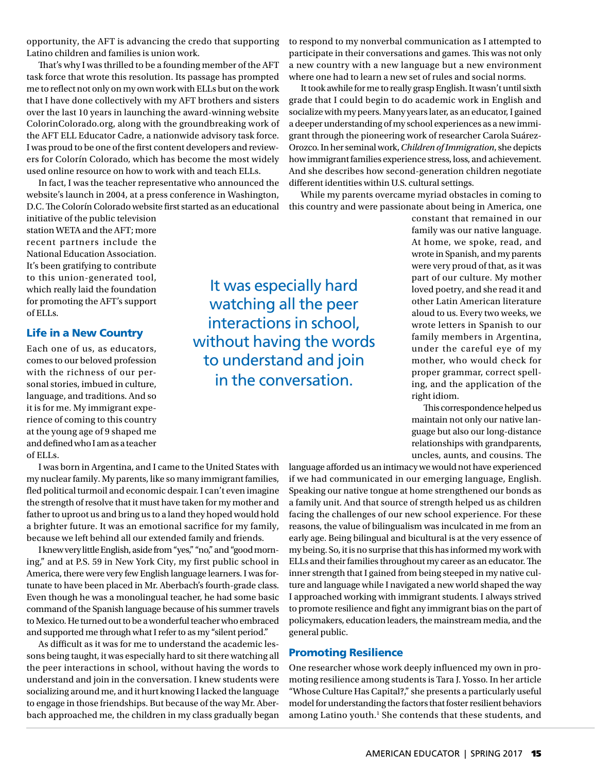opportunity, the AFT is advancing the credo that supporting Latino children and families is union work.

That's why I was thrilled to be a founding member of the AFT task force that wrote this resolution. Its passage has prompted me to reflect not only on my own work with ELLs but on the work that I have done collectively with my AFT brothers and sisters over the last 10 years in launching the award-winning website ColorinColorado.org, along with the groundbreaking work of the AFT ELL Educator Cadre, a nationwide advisory task force. I was proud to be one of the first content developers and reviewers for Colorín Colorado, which has become the most widely used online resource on how to work with and teach ELLs.

In fact, I was the teacher representative who announced the website's launch in 2004, at a press conference in Washington, D.C. The Colorín Colorado website first started as an educational initiative of the public television station WETA and the AFT; more recent partners include the National Education Association. It's been gratifying to contribute to this union-generated tool, which really laid the foundation for promoting the AFT's support of ELLs.

## Life in a New Country

Each one of us, as educators, comes to our beloved profession with the richness of our personal stories, imbued in culture, language, and traditions. And so it is for me. My immigrant experience of coming to this country at the young age of 9 shaped me and defined who I am as a teacher of ELLs.

I was born in Argentina, and I came to the United States with my nuclear family. My parents, like so many immigrant families, fled political turmoil and economic despair. I can't even imagine the strength of resolve that it must have taken for my mother and father to uproot us and bring us to a land they hoped would hold a brighter future. It was an emotional sacrifice for my family, because we left behind all our extended family and friends.

I knew very little English, aside from "yes," "no," and "good morning," and at P.S. 59 in New York City, my first public school in America, there were very few English language learners. I was fortunate to have been placed in Mr. Aberbach's fourth-grade class. Even though he was a monolingual teacher, he had some basic command of the Spanish language because of his summer travels to Mexico. He turned out to be a wonderful teacher who embraced and supported me through what I refer to as my "silent period."

As difficult as it was for me to understand the academic lessons being taught, it was especially hard to sit there watching all the peer interactions in school, without having the words to understand and join in the conversation. I knew students were socializing around me, and it hurt knowing I lacked the language to engage in those friendships. But because of the way Mr. Aberbach approached me, the children in my class gradually began to respond to my nonverbal communication as I attempted to participate in their conversations and games. This was not only a new country with a new language but a new environment where one had to learn a new set of rules and social norms.

> It was especially hard watching all the peer interactions in school, without having the words to understand and join in the conversation.

It took awhile for me to really grasp English. It wasn't until sixth grade that I could begin to do academic work in English and socialize with my peers. Many years later, as an educator, I gained a deeper understanding of my school experiences as a new immigrant through the pioneering work of researcher Carola Suárez-Orozco. In her seminal work, *Children of Immigration*, she depicts how immigrant families experience stress, loss, and achievement. And she describes how second-generation children negotiate different identities within U.S. cultural settings.

While my parents overcame myriad obstacles in coming to this country and were passionate about being in America, one constant that remained in our family was our native language. At home, we spoke, read, and wrote in Spanish, and my parents were very proud of that, as it was part of our culture. My mother loved poetry, and she read it and other Latin American literature aloud to us. Every two weeks, we wrote letters in Spanish to our family members in Argentina, under the careful eye of my mother, who would check for proper grammar, correct spelling, and the application of the right idiom.

This correspondence helped us maintain not only our native language but also our long-distance relationships with grandparents, uncles, aunts, and cousins. The language afforded us an intimacy we would not have experienced if we had communicated in our emerging language, English. Speaking our native tongue at home strengthened our bonds as a family unit. And that source of strength helped us as children facing the challenges of our new school experience. For these reasons, the value of bilingualism was inculcated in me from an early age. Being bilingual and bicultural is at the very essence of my being. So, it is no surprise that this has informed my work with ELLs and their families throughout my career as an educator. The inner strength that I gained from being steeped in my native culture and language while I navigated a new world shaped the way I approached working with immigrant students. I always strived to promote resilience and fight any immigrant bias on the part of policymakers, education leaders, the mainstream media, and the general public.

## Promoting Resilience

One researcher whose work deeply influenced my own in promoting resilience among students is Tara J. Yosso. In her article "Whose Culture Has Capital?," she presents a particularly useful model for understanding the factors that foster resilient behaviors among Latino youth.[1] She contends that these students, and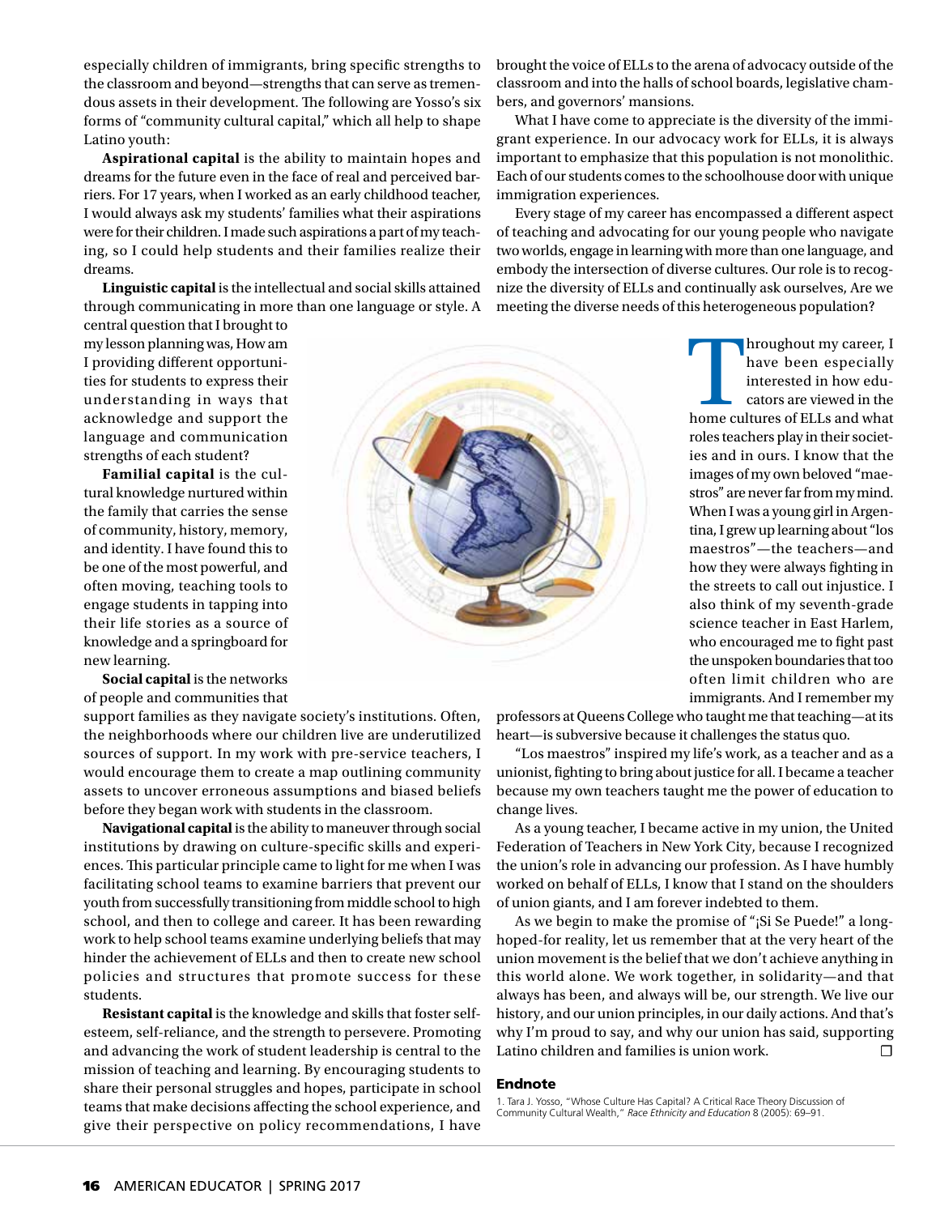especially children of immigrants, bring specific strengths to the classroom and beyond—strengths that can serve as tremendous assets in their development. The following are Yosso's six forms of "community cultural capital," which all help to shape Latino youth:

**Aspirational capital** is the ability to maintain hopes and dreams for the future even in the face of real and perceived barriers. For 17 years, when I worked as an early childhood teacher, I would always ask my students' families what their aspirations were for their children. I made such aspirations a part of my teaching, so I could help students and their families realize their dreams.

**Linguistic capital** is the intellectual and social skills attained through communicating in more than one language or style. A central question that I brought to my lesson planning was, How am I providing different opportunities for students to express their understanding in ways that acknowledge and support the language and communication strengths of each student?

**Familial capital** is the cultural knowledge nurtured within the family that carries the sense of community, history, memory, and identity. I have found this to be one of the most powerful, and often moving, teaching tools to engage students in tapping into their life stories as a source of knowledge and a springboard for new learning.

**Social capital** is the networks of people and communities that support families as they navigate society's institutions. Often, the neighborhoods where our children live are underutilized sources of support. In my work with pre-service teachers, I would encourage them to create a map outlining community assets to uncover erroneous assumptions and biased beliefs before they began work with students in the classroom.

**Navigational capital** is the ability to maneuver through social institutions by drawing on culture-specific skills and experiences. This particular principle came to light for me when I was facilitating school teams to examine barriers that prevent our youth from successfully transitioning from middle school to high school, and then to college and career. It has been rewarding work to help school teams examine underlying beliefs that may hinder the achievement of ELLs and then to create new school policies and structures that promote success for these students.

**Resistant capital** is the knowledge and skills that foster self-esteem, self-reliance, and the strength to persevere. Promoting and advancing the work of student leadership is central to the mission of teaching and learning. By encouraging students to share their personal struggles and hopes, participate in school teams that make decisions affecting the school experience, and give their perspective on policy recommendations, I have brought the voice of ELLs to the arena of advocacy outside of the classroom and into the halls of school boards, legislative chambers, and governors' mansions.

What I have come to appreciate is the diversity of the immigrant experience. In our advocacy work for ELLs, it is always important to emphasize that this population is not monolithic. Each of our students comes to the schoolhouse door with unique immigration experiences.

Every stage of my career has encompassed a different aspect of teaching and advocating for our young people who navigate two worlds, engage in learning with more than one language, and embody the intersection of diverse cultures. Our role is to recognize the diversity of ELLs and continually ask ourselves, Are we meeting the diverse needs of this heterogeneous population?

Throughout my career, I have been especially interested in how educators are viewed in the home cultures of ELLs and what roles teachers play in their societies and in ours. I know that the images of my own beloved "maestros" are never far from my mind. When I was a young girl in Argentina, I grew up learning about "los maestros"—the teachers—and how they were always fighting in the streets to call out injustice. I also think of my seventh-grade science teacher in East Harlem, who encouraged me to fight past the unspoken boundaries that too often limit children who are immigrants. And I remember my professors at Queens College who taught me that teaching—at its heart—is subversive because it challenges the status quo.

"Los maestros" inspired my life's work, as a teacher and as a unionist, fighting to bring about justice for all. I became a teacher because my own teachers taught me the power of education to change lives.

As a young teacher, I became active in my union, the United Federation of Teachers in New York City, because I recognized the union's role in advancing our profession. As I have humbly worked on behalf of ELLs, I know that I stand on the shoulders of union giants, and I am forever indebted to them.

As we begin to make the promise of "¡Si Se Puede!" a long-hoped-for reality, let us remember that at the very heart of the union movement is the belief that we don't achieve anything in this world alone. We work together, in solidarity—and that always has been, and always will be, our strength. We live our history, and our union principles, in our daily actions. And that's why I'm proud to say, and why our union has said, supporting Latino children and families is union work. ☐

### Endnote

1. Tara J. Yosso, "Whose Culture Has Capital? A Critical Race Theory Discussion of Community Cultural Wealth," *Race Ethnicity and Education* 8 (2005): 69–91.